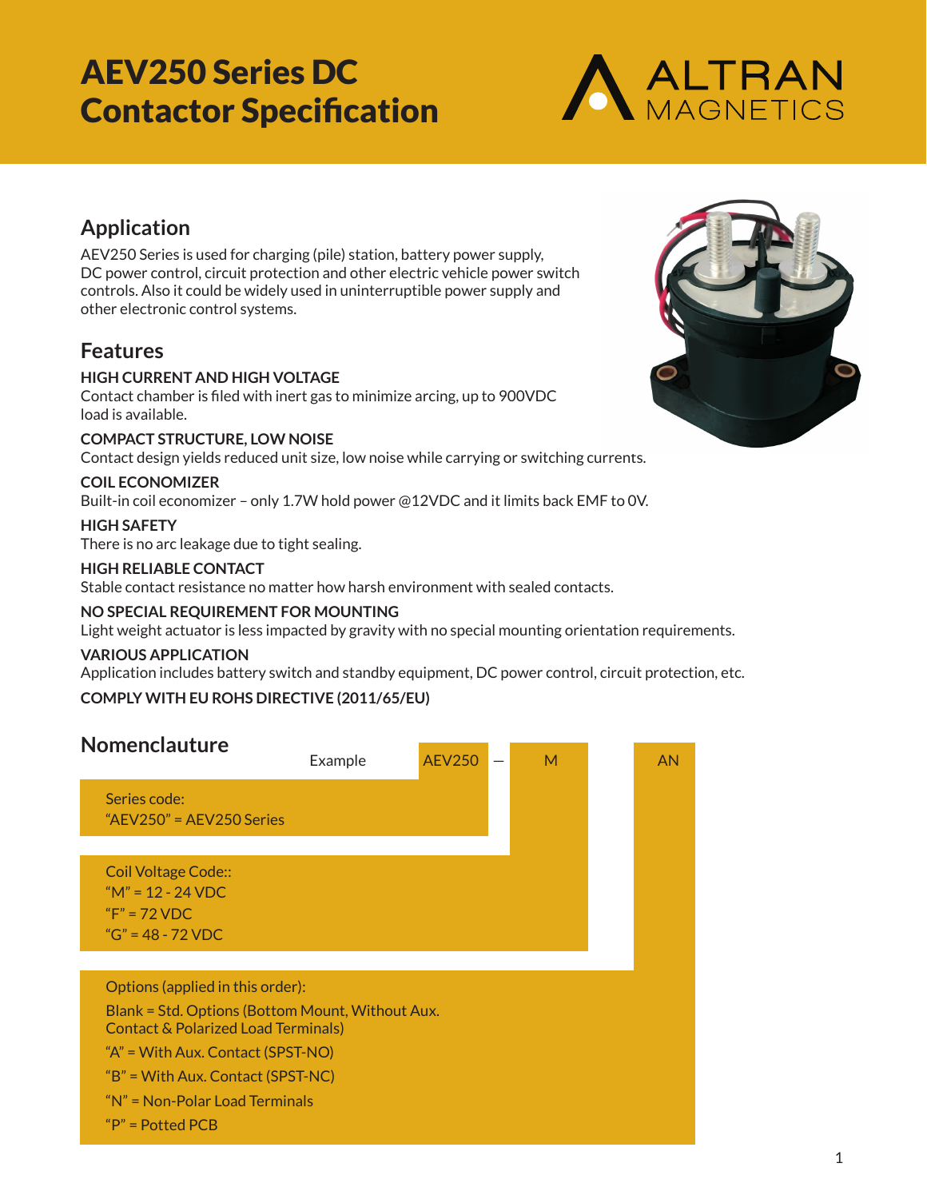# AEV250 Series DC Contactor Specification

ALTRAN MAGNETICS

## Application

AEV250 Series is used for charging (pile) station, battery power supply, DC power control, circuit protection and other electric vehicle power switch controls. Also it could be widely used in uninterruptible power supply and other electronic control systems.

## Features

**HIGH CURRENT AND HIGH VOLTAGE**

Contact chamber is filed with inert gas to minimize arcing, up to 900VDC load is available.

**COMPACT STRUCTURE, LOW NOISE**

Contact design yields reduced unit size, low noise while carrying or switching currents.

**COIL ECONOMIZER**

Built-in coil economizer – only 1.7W hold power @12VDC and it limits back EMF to 0V.

**HIGH SAFETY**

There is no arc leakage due to tight sealing.

**HIGH RELIABLE CONTACT**

Stable contact resistance no matter how harsh environment with sealed contacts.

**NO SPECIAL REQUIREMENT FOR MOUNTING**

Light weight actuator is less impacted by gravity with no special mounting orientation requirements.

**VARIOUS APPLICATION**

Application includes battery switch and standby equipment, DC power control, circuit protection, etc.

**COMPLY WITH EU ROHS DIRECTIVE (2011/65/EU)**

## Nomenclauture

Example: AEV250 – M AN

Series code:
"AEV250" = AEV250 Series

Coil Voltage Code::
"M" = 12 - 24 VDC
"F" = 72 VDC
"G" = 48 - 72 VDC

Options (applied in this order):
Blank = Std. Options (Bottom Mount, Without Aux. Contact & Polarized Load Terminals)
"A" = With Aux. Contact (SPST-NO)
"B" = With Aux. Contact (SPST-NC)
"N" = Non-Polar Load Terminals
"P" = Potted PCB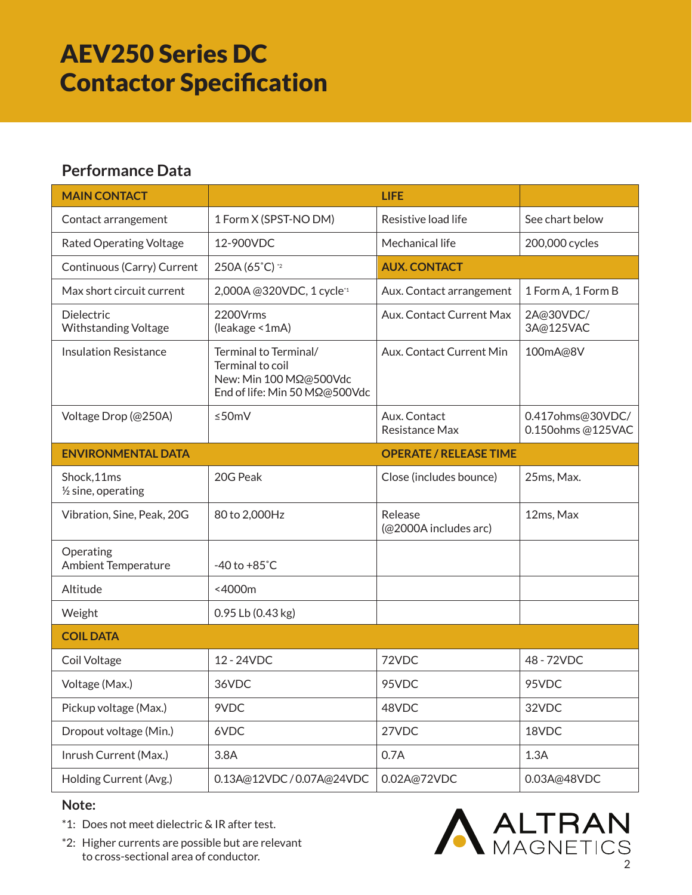# AEV250 Series DC Contactor Specification

## Performance Data

| MAIN CONTACT | | LIFE | |
|---|---|---|---|
| Contact arrangement | 1 Form X (SPST-NO DM) | Resistive load life | See chart below |
| Rated Operating Voltage | 12-900VDC | Mechanical life | 200,000 cycles |
| Continuous (Carry) Current | 250A (65˚C) *2 | **AUX. CONTACT** | |
| Max short circuit current | 2,000A @320VDC, 1 cycle*1 | Aux. Contact arrangement | 1 Form A, 1 Form B |
| Dielectric Withstanding Voltage | 2200Vrms (leakage <1mA) | Aux. Contact Current Max | 2A@30VDC/ 3A@125VAC |
| Insulation Resistance | Terminal to Terminal/ Terminal to coil New: Min 100 MΩ@500Vdc End of life: Min 50 MΩ@500Vdc | Aux. Contact Current Min | 100mA@8V |
| Voltage Drop (@250A) | ≤50mV | Aux. Contact Resistance Max | 0.417ohms@30VDC/ 0.150ohms @125VAC |
| **ENVIRONMENTAL DATA** | | **OPERATE / RELEASE TIME** | |
| Shock,11ms ½ sine, operating | 20G Peak | Close (includes bounce) | 25ms, Max. |
| Vibration, Sine, Peak, 20G | 80 to 2,000Hz | Release (@2000A includes arc) | 12ms, Max |
| Operating Ambient Temperature | -40 to +85˚C | | |
| Altitude | <4000m | | |
| Weight | 0.95 Lb (0.43 kg) | | |
| **COIL DATA** | | | |
| Coil Voltage | 12 - 24VDC | 72VDC | 48 - 72VDC |
| Voltage (Max.) | 36VDC | 95VDC | 95VDC |
| Pickup voltage (Max.) | 9VDC | 48VDC | 32VDC |
| Dropout voltage (Min.) | 6VDC | 27VDC | 18VDC |
| Inrush Current (Max.) | 3.8A | 0.7A | 1.3A |
| Holding Current (Avg.) | 0.13A@12VDC / 0.07A@24VDC | 0.02A@72VDC | 0.03A@48VDC |

**Note:**

*1: Does not meet dielectric & IR after test.

*2: Higher currents are possible but are relevant to cross-sectional area of conductor.

ALTRAN MAGNETICS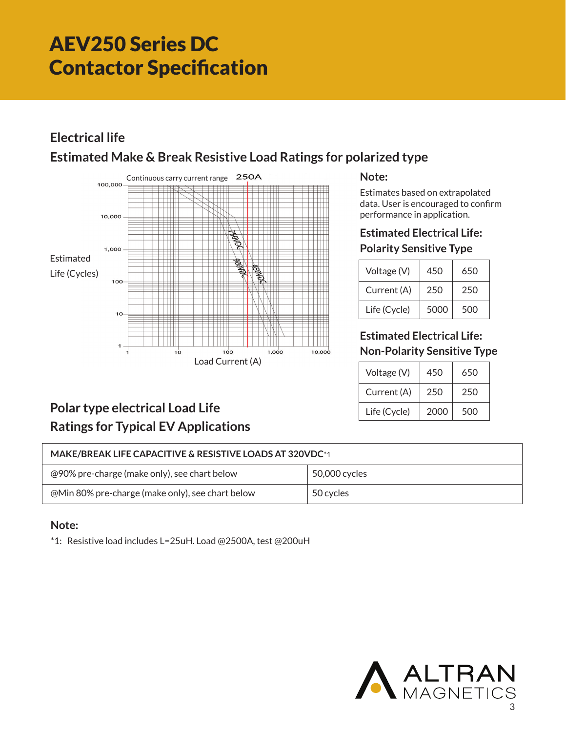# AEV250 Series DC Contactor Specification

## Electrical life

### Estimated Make & Break Resistive Load Ratings for polarized type

Continuous carry current range 250A

Estimated Life (Cycles)

Load Current (A)

750VDC 900VDC 450VDC

### Note:

Estimates based on extrapolated data. User is encouraged to confirm performance in application.

### Estimated Electrical Life: Polarity Sensitive Type

| Voltage (V) | 450 | 650 |
|---|---|---|
| Current (A) | 250 | 250 |
| Life (Cycle) | 5000 | 500 |

### Estimated Electrical Life: Non-Polarity Sensitive Type

| Voltage (V) | 450 | 650 |
|---|---|---|
| Current (A) | 250 | 250 |
| Life (Cycle) | 2000 | 500 |

### Polar type electrical Load Life Ratings for Typical EV Applications

| MAKE/BREAK LIFE CAPACITIVE & RESISTIVE LOADS AT 320VDC*1 | |
|---|---|
| @90% pre-charge (make only), see chart below | 50,000 cycles |
| @Min 80% pre-charge (make only), see chart below | 50 cycles |

### Note:

*1: Resistive load includes L=25uH. Load @2500A, test @200uH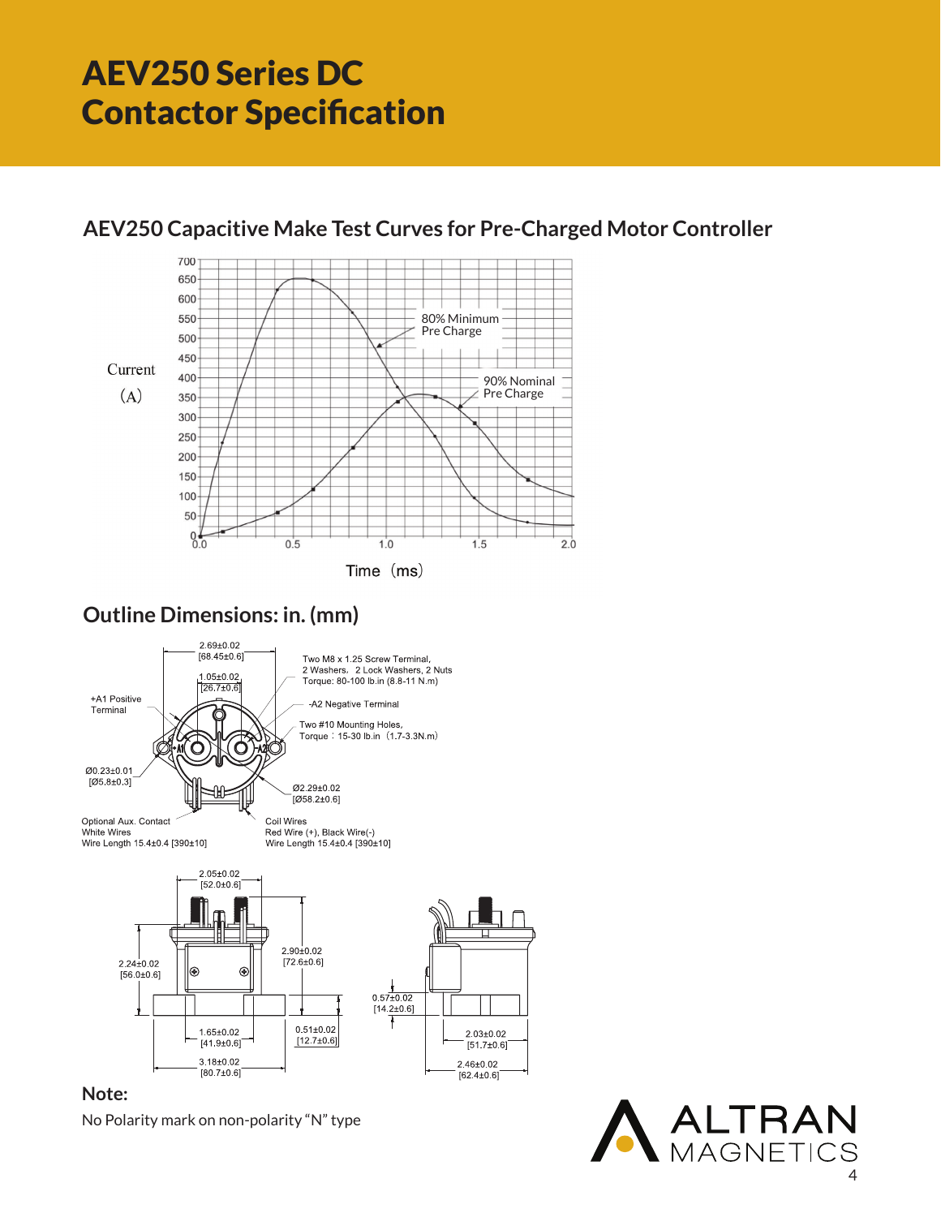# AEV250 Series DC Contactor Specification

## AEV250 Capacitive Make Test Curves for Pre-Charged Motor Controller

Current (A)

80% Minimum Pre Charge

90% Nominal Pre Charge

Time (ms)

## Outline Dimensions: in. (mm)

2.69±0.02 [68.45±0.6]

1.05±0.02 [26.7±0.6]

+A1 Positive Terminal

Two M8 x 1.25 Screw Terminal, 2 Washers, 2 Lock Washers, 2 Nuts Torque: 80-100 lb.in (8.8-11 N.m)

-A2 Negative Terminal

Two #10 Mounting Holes, Torque : 15-30 lb.in (1.7-3.3N.m)

Ø0.23±0.01 [Ø5.8±0.3]

Ø2.29±0.02 [Ø58.2±0.6]

Optional Aux. Contact White Wires Wire Length 15.4±0.4 [390±10]

Coil Wires Red Wire (+), Black Wire(-) Wire Length 15.4±0.4 [390±10]

2.05±0.02 [52.0±0.6]

2.24±0.02 [56.0±0.6]

2.90±0.02 [72.6±0.6]

0.57±0.02 [14.2±0.6]

1.65±0.02 [41.9±0.6]

0.51±0.02 [12.7±0.6]

2.03±0.02 [51.7±0.6]

3.18±0.02 [80.7±0.6]

2.46±0.02 [62.4±0.6]

**Note:**

No Polarity mark on non-polarity "N" type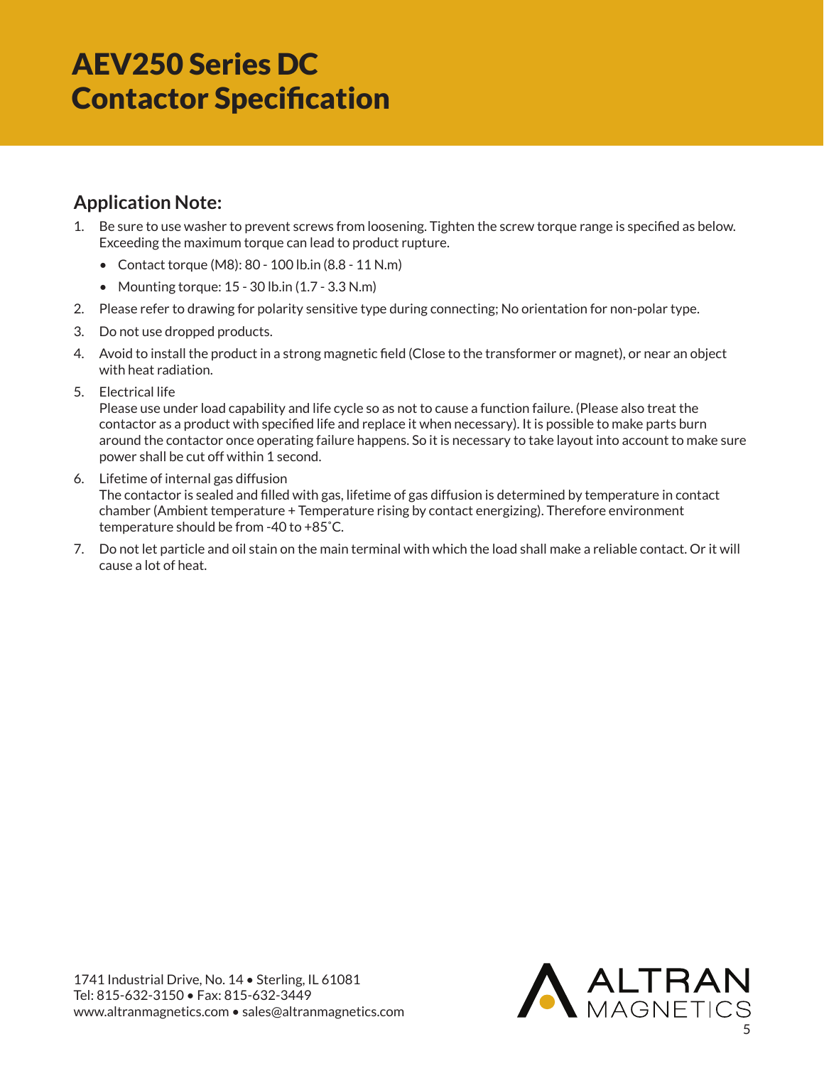# AEV250 Series DC Contactor Specification

## Application Note:

1. Be sure to use washer to prevent screws from loosening. Tighten the screw torque range is specified as below. Exceeding the maximum torque can lead to product rupture.
   - Contact torque (M8): 80 - 100 lb.in (8.8 - 11 N.m)
   - Mounting torque: 15 - 30 lb.in (1.7 - 3.3 N.m)
2. Please refer to drawing for polarity sensitive type during connecting; No orientation for non-polar type.
3. Do not use dropped products.
4. Avoid to install the product in a strong magnetic field (Close to the transformer or magnet), or near an object with heat radiation.
5. Electrical life
   Please use under load capability and life cycle so as not to cause a function failure. (Please also treat the contactor as a product with specified life and replace it when necessary). It is possible to make parts burn around the contactor once operating failure happens. So it is necessary to take layout into account to make sure power shall be cut off within 1 second.
6. Lifetime of internal gas diffusion
   The contactor is sealed and filled with gas, lifetime of gas diffusion is determined by temperature in contact chamber (Ambient temperature + Temperature rising by contact energizing). Therefore environment temperature should be from -40 to +85˚C.
7. Do not let particle and oil stain on the main terminal with which the load shall make a reliable contact. Or it will cause a lot of heat.

1741 Industrial Drive, No. 14 • Sterling, IL 61081
Tel: 815-632-3150 • Fax: 815-632-3449
www.altranmagnetics.com • sales@altranmagnetics.com

ALTRAN MAGNETICS